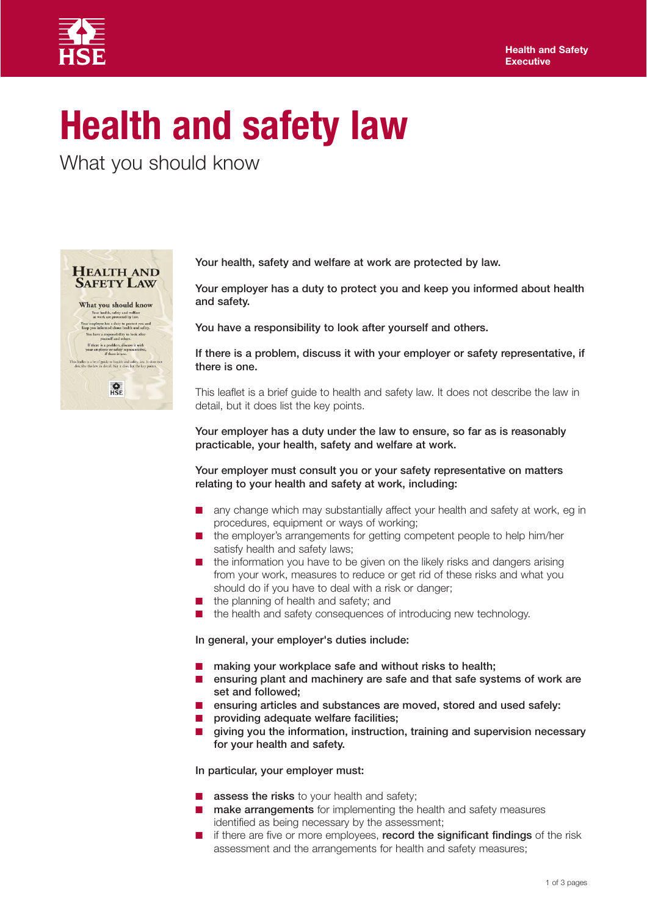# Health and safety law

## What you should know

**Your health, safety and welfare at work are protected by law.**

**Your employer has a duty to protect you and keep you informed about health and safety.**

**You have a responsibility to look after yourself and others.**

**If there is a problem, discuss it with your employer or safety representative, if there is one.**

This leaflet is a brief guide to health and safety law. It does not describe the law in detail, but it does list the key points.

**Your employer has a duty under the law to ensure, so far as is reasonably practicable, your health, safety and welfare at work.**

**Your employer must consult you or your safety representative on matters relating to your health and safety at work, including:**

- any change which may substantially affect your health and safety at work, eg in procedures, equipment or ways of working;
- the employer's arrangements for getting competent people to help him/her satisfy health and safety laws;
- the information you have to be given on the likely risks and dangers arising from your work, measures to reduce or get rid of these risks and what you should do if you have to deal with a risk or danger;
- the planning of health and safety; and
- the health and safety consequences of introducing new technology.

**In general, your employer's duties include:**

- **making your workplace safe and without risks to health;**
- **ensuring plant and machinery are safe and that safe systems of work are set and followed;**
- **ensuring articles and substances are moved, stored and used safely:**
- **providing adequate welfare facilities;**
- **giving you the information, instruction, training and supervision necessary for your health and safety.**

**In particular, your employer must:**

- **assess the risks** to your health and safety;
- **make arrangements** for implementing the health and safety measures identified as being necessary by the assessment;
- if there are five or more employees, **record the significant findings** of the risk assessment and the arrangements for health and safety measures;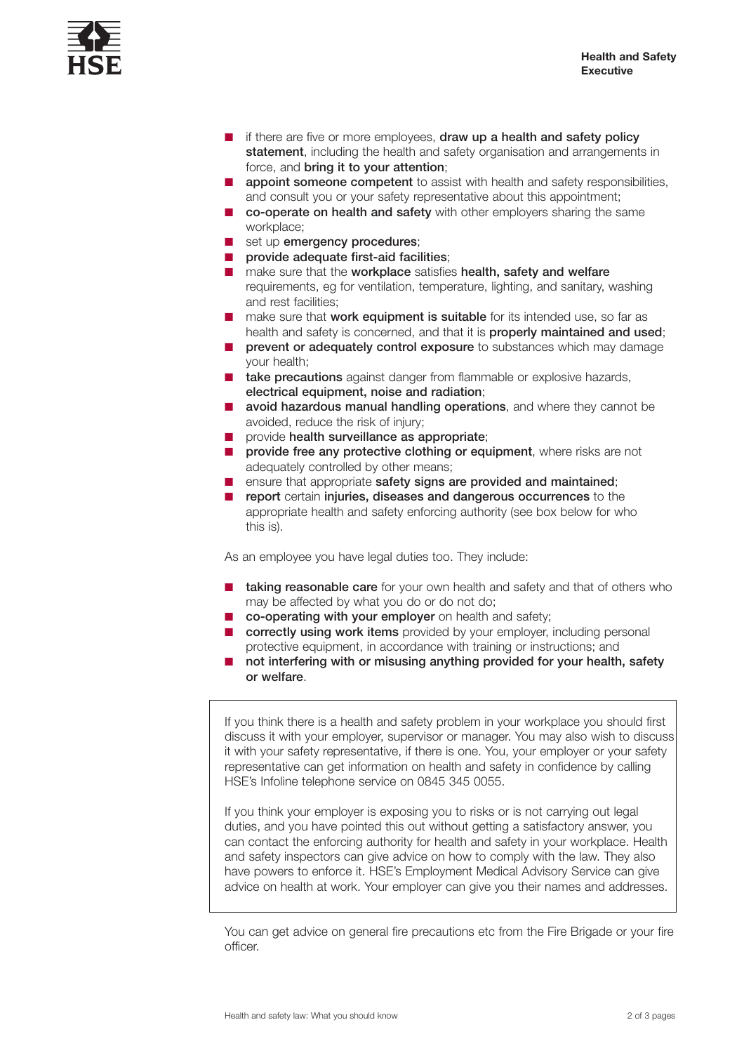- if there are five or more employees, **draw up a health and safety policy statement**, including the health and safety organisation and arrangements in force, and **bring it to your attention**;
- **appoint someone competent** to assist with health and safety responsibilities, and consult you or your safety representative about this appointment;
- **co-operate on health and safety** with other employers sharing the same workplace;
- set up **emergency procedures**;
- **provide adequate first-aid facilities**;
- make sure that the **workplace** satisfies **health, safety and welfare** requirements, eg for ventilation, temperature, lighting, and sanitary, washing and rest facilities;
- make sure that **work equipment is suitable** for its intended use, so far as health and safety is concerned, and that it is **properly maintained and used**;
- **prevent or adequately control exposure** to substances which may damage your health;
- **take precautions** against danger from flammable or explosive hazards, **electrical equipment, noise and radiation**;
- **avoid hazardous manual handling operations**, and where they cannot be avoided, reduce the risk of injury;
- provide **health surveillance as appropriate**;
- **provide free any protective clothing or equipment**, where risks are not adequately controlled by other means;
- ensure that appropriate **safety signs are provided and maintained**;
- **report** certain **injuries, diseases and dangerous occurrences** to the appropriate health and safety enforcing authority (see box below for who this is).

As an employee you have legal duties too. They include:

- **taking reasonable care** for your own health and safety and that of others who may be affected by what you do or do not do;
- **co-operating with your employer** on health and safety;
- **correctly using work items** provided by your employer, including personal protective equipment, in accordance with training or instructions; and
- **not interfering with or misusing anything provided for your health, safety or welfare**.

If you think there is a health and safety problem in your workplace you should first discuss it with your employer, supervisor or manager. You may also wish to discuss it with your safety representative, if there is one. You, your employer or your safety representative can get information on health and safety in confidence by calling HSE's Infoline telephone service on 0845 345 0055.

If you think your employer is exposing you to risks or is not carrying out legal duties, and you have pointed this out without getting a satisfactory answer, you can contact the enforcing authority for health and safety in your workplace. Health and safety inspectors can give advice on how to comply with the law. They also have powers to enforce it. HSE's Employment Medical Advisory Service can give advice on health at work. Your employer can give you their names and addresses.

You can get advice on general fire precautions etc from the Fire Brigade or your fire officer.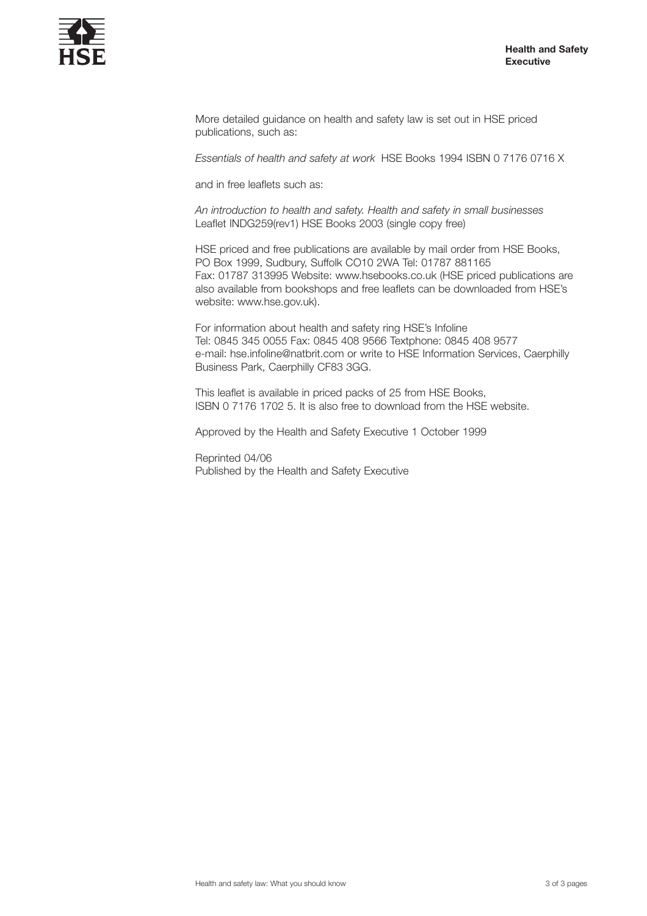More detailed guidance on health and safety law is set out in HSE priced publications, such as:

*Essentials of health and safety at work* HSE Books 1994 ISBN 0 7176 0716 X

and in free leaflets such as:

*An introduction to health and safety. Health and safety in small businesses* Leaflet INDG259(rev1) HSE Books 2003 (single copy free)

HSE priced and free publications are available by mail order from HSE Books, PO Box 1999, Sudbury, Suffolk CO10 2WA Tel: 01787 881165 Fax: 01787 313995 Website: www.hsebooks.co.uk (HSE priced publications are also available from bookshops and free leaflets can be downloaded from HSE's website: www.hse.gov.uk).

For information about health and safety ring HSE's Infoline Tel: 0845 345 0055 Fax: 0845 408 9566 Textphone: 0845 408 9577 e-mail: hse.infoline@natbrit.com or write to HSE Information Services, Caerphilly Business Park, Caerphilly CF83 3GG.

This leaflet is available in priced packs of 25 from HSE Books, ISBN 0 7176 1702 5. It is also free to download from the HSE website.

Approved by the Health and Safety Executive 1 October 1999

Reprinted 04/06
Published by the Health and Safety Executive